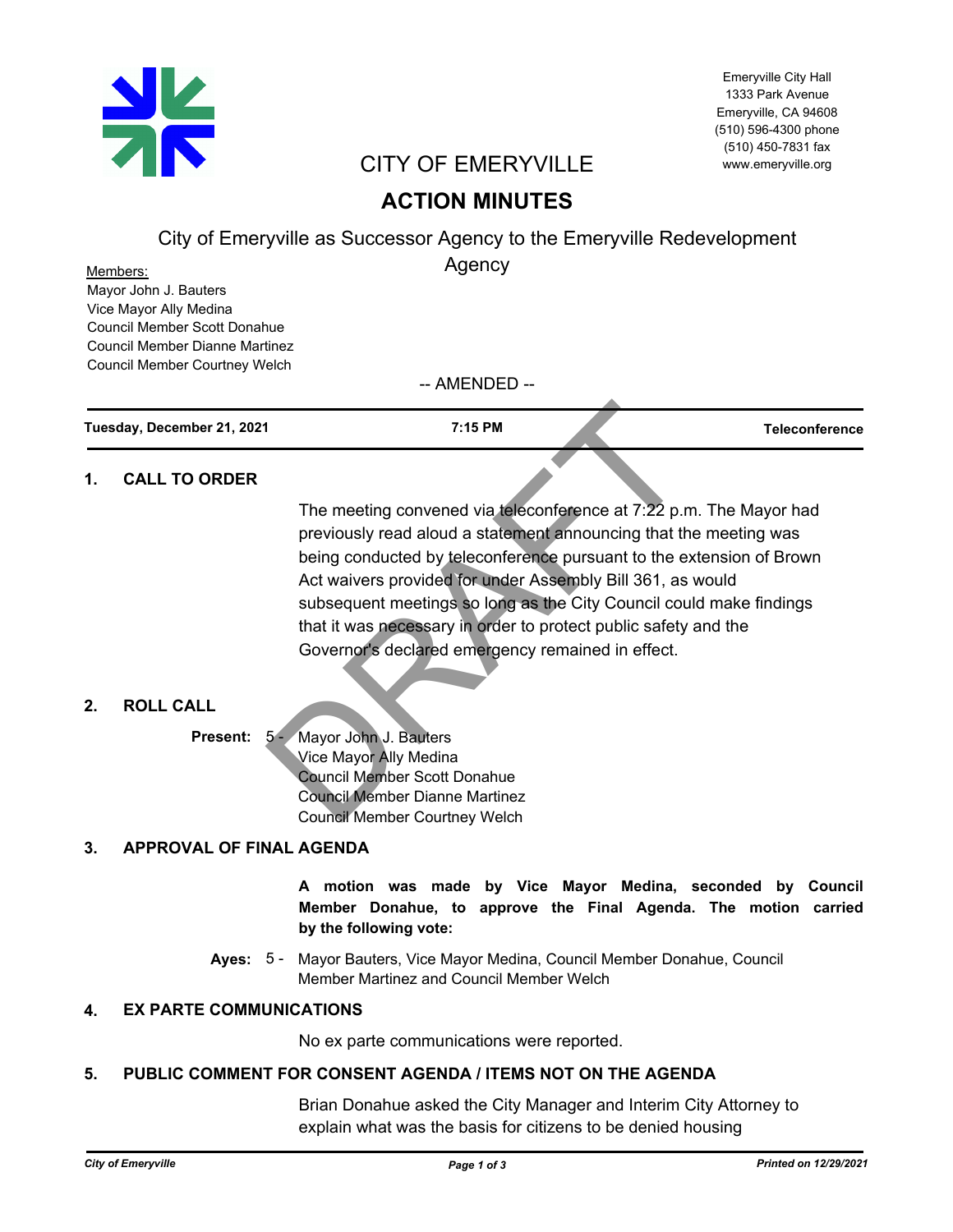Emeryville City Hall
1333 Park Avenue
Emeryville, CA 94608
(510) 596-4300 phone
(510) 450-7831 fax
www.emeryville.org

# CITY OF EMERYVILLE

# ACTION MINUTES

## City of Emeryville as Successor Agency to the Emeryville Redevelopment Agency

Members:
Mayor John J. Bauters
Vice Mayor Ally Medina
Council Member Scott Donahue
Council Member Dianne Martinez
Council Member Courtney Welch

-- AMENDED --

DRAFT

| Tuesday, December 21, 2021 | 7:15 PM | Teleconference |
|---|---|---|

## 1. CALL TO ORDER

The meeting convened via teleconference at 7:22 p.m. The Mayor had previously read aloud a statement announcing that the meeting was being conducted by teleconference pursuant to the extension of Brown Act waivers provided for under Assembly Bill 361, as would subsequent meetings so long as the City Council could make findings that it was necessary in order to protect public safety and the Governor's declared emergency remained in effect.

## 2. ROLL CALL

**Present:** 5 - Mayor John J. Bauters
Vice Mayor Ally Medina
Council Member Scott Donahue
Council Member Dianne Martinez
Council Member Courtney Welch

## 3. APPROVAL OF FINAL AGENDA

**A motion was made by Vice Mayor Medina, seconded by Council Member Donahue, to approve the Final Agenda. The motion carried by the following vote:**

**Ayes:** 5 - Mayor Bauters, Vice Mayor Medina, Council Member Donahue, Council Member Martinez and Council Member Welch

## 4. EX PARTE COMMUNICATIONS

No ex parte communications were reported.

## 5. PUBLIC COMMENT FOR CONSENT AGENDA / ITEMS NOT ON THE AGENDA

Brian Donahue asked the City Manager and Interim City Attorney to explain what was the basis for citizens to be denied housing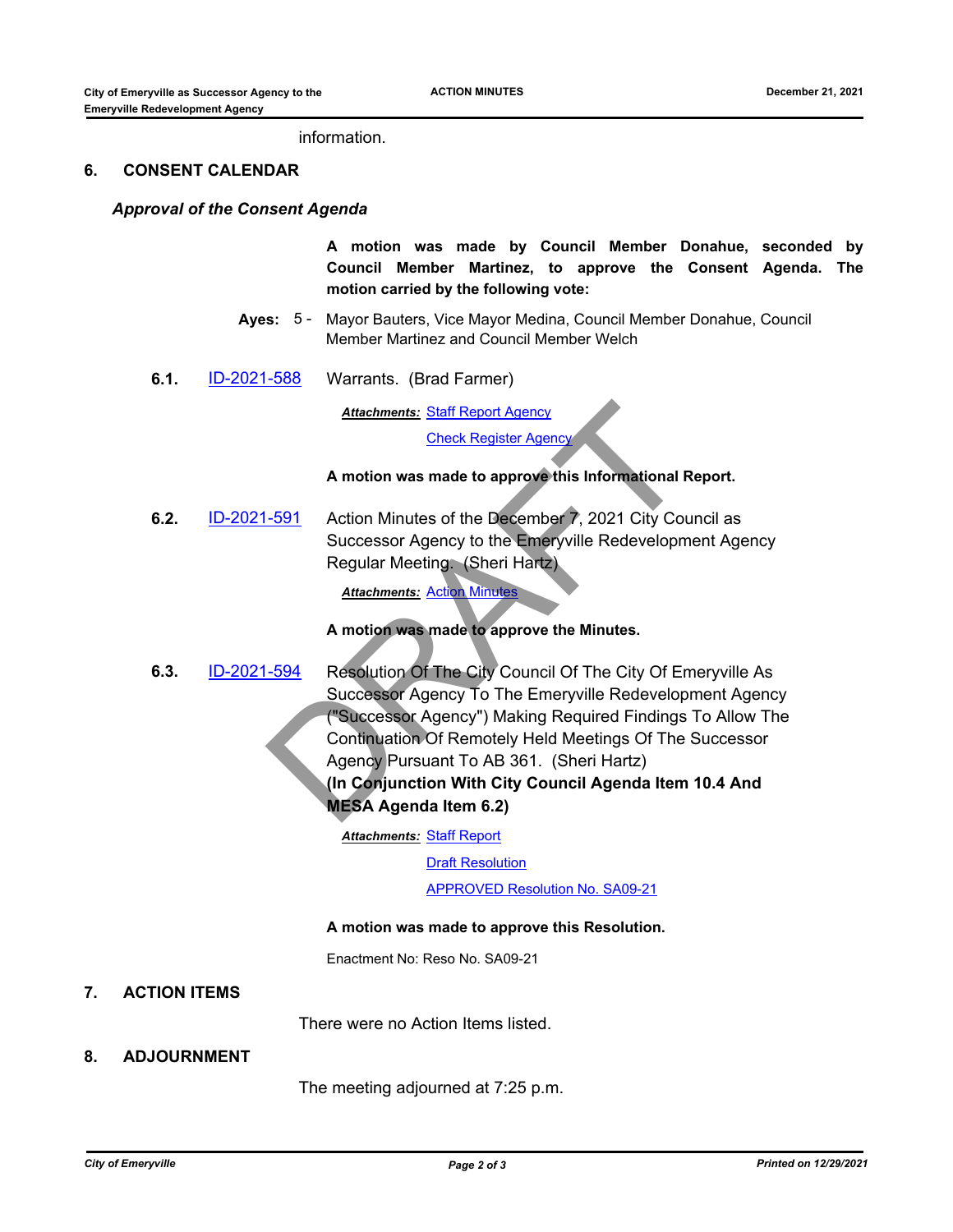information.

## 6. CONSENT CALENDAR

### *Approval of the Consent Agenda*

**A motion was made by Council Member Donahue, seconded by Council Member Martinez, to approve the Consent Agenda. The motion carried by the following vote:**

**Ayes:** 5 - Mayor Bauters, Vice Mayor Medina, Council Member Donahue, Council Member Martinez and Council Member Welch

**6.1.** ID-2021-588 Warrants. (Brad Farmer)

***Attachments:*** Staff Report Agency
Check Register Agency

**A motion was made to approve this Informational Report.**

**6.2.** ID-2021-591 Action Minutes of the December 7, 2021 City Council as Successor Agency to the Emeryville Redevelopment Agency Regular Meeting. (Sheri Hartz)

***Attachments:*** Action Minutes

**A motion was made to approve the Minutes.**

**6.3.** ID-2021-594 Resolution Of The City Council Of The City Of Emeryville As Successor Agency To The Emeryville Redevelopment Agency ("Successor Agency") Making Required Findings To Allow The Continuation Of Remotely Held Meetings Of The Successor Agency Pursuant To AB 361. (Sheri Hartz)
**(In Conjunction With City Council Agenda Item 10.4 And MESA Agenda Item 6.2)**

***Attachments:*** Staff Report
Draft Resolution
APPROVED Resolution No. SA09-21

**A motion was made to approve this Resolution.**

Enactment No: Reso No. SA09-21

## 7. ACTION ITEMS

There were no Action Items listed.

## 8. ADJOURNMENT

The meeting adjourned at 7:25 p.m.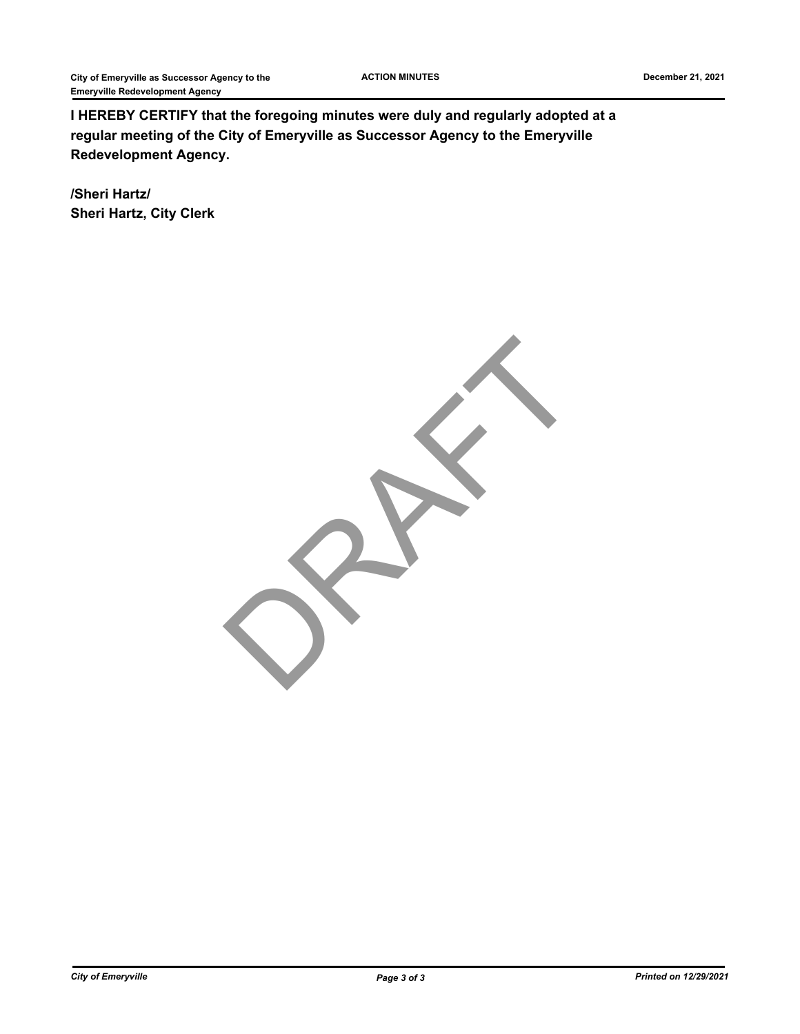**I HEREBY CERTIFY that the foregoing minutes were duly and regularly adopted at a regular meeting of the City of Emeryville as Successor Agency to the Emeryville Redevelopment Agency.**

**/Sheri Hartz/**
**Sheri Hartz, City Clerk**

DRAFT